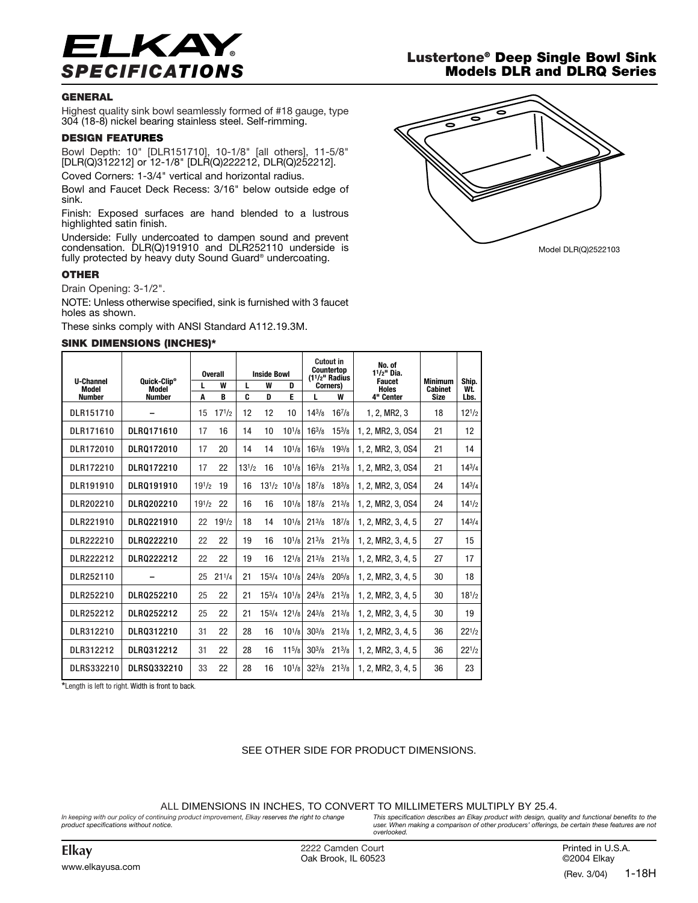# ELKAY® SPECIFICATIONS

## Lustertone® Deep Single Bowl Sink Models DLR and DLRQ Series

### GENERAL

Highest quality sink bowl seamlessly formed of #18 gauge, type 304 (18-8) nickel bearing stainless steel. Self-rimming.

### DESIGN FEATURES

Bowl Depth: 10" [DLR151710], 10-1/8" [all others], 11-5/8" [DLR(Q)312212] or 12-1/8" [DLR(Q)222212, DLR(Q)252212].

Coved Corners: 1-3/4" vertical and horizontal radius.

Bowl and Faucet Deck Recess: 3/16" below outside edge of sink.

Finish: Exposed surfaces are hand blended to a lustrous highlighted satin finish.

Underside: Fully undercoated to dampen sound and prevent condensation. DLR(Q)191910 and DLR252110 underside is fully protected by heavy duty Sound Guard® undercoating.

### OTHER

Drain Opening: 3-1/2".

NOTE: Unless otherwise specified, sink is furnished with 3 faucet holes as shown.

These sinks comply with ANSI Standard A112.19.3M.

Model DLR(Q)2522103

### SINK DIMENSIONS (INCHES)*

| U-Channel Model Number | Quick-Clip® Model Number | Overall | | Inside Bowl | | | Cutout in Countertop (1-1/2" Radius Corners) | | No. of 1-1/2" Dia. Faucet Holes 4" Center | Minimum Cabinet Size | Ship. Wt. Lbs. |
|---|---|---|---|---|---|---|---|---|---|---|---|
| | | L | W | L | W | D | L | W | | | |
| | | A | B | C | D | E | | | | | |
| DLR151710 | – | 15 | 17-1/2 | 12 | 12 | 10 | 14-3/8 | 16-7/8 | 1, 2, MR2, 3 | 18 | 12-1/2 |
| DLR171610 | DLRQ171610 | 17 | 16 | 14 | 10 | 10-1/8 | 16-3/8 | 15-3/8 | 1, 2, MR2, 3, OS4 | 21 | 12 |
| DLR172010 | DLRQ172010 | 17 | 20 | 14 | 14 | 10-1/8 | 16-3/8 | 19-3/8 | 1, 2, MR2, 3, OS4 | 21 | 14 |
| DLR172210 | DLRQ172210 | 17 | 22 | 13-1/2 | 16 | 10-1/8 | 16-3/8 | 21-3/8 | 1, 2, MR2, 3, OS4 | 21 | 14-3/4 |
| DLR191910 | DLRQ191910 | 19-1/2 | 19 | 16 | 13-1/2 | 10-1/8 | 18-7/8 | 18-3/8 | 1, 2, MR2, 3, OS4 | 24 | 14-3/4 |
| DLR202210 | DLRQ202210 | 19-1/2 | 22 | 16 | 16 | 10-1/8 | 18-7/8 | 21-3/8 | 1, 2, MR2, 3, OS4 | 24 | 14-1/2 |
| DLR221910 | DLRQ221910 | 22 | 19-1/2 | 18 | 14 | 10-1/8 | 21-3/8 | 18-7/8 | 1, 2, MR2, 3, 4, 5 | 27 | 14-3/4 |
| DLR222210 | DLRQ222210 | 22 | 22 | 19 | 16 | 10-1/8 | 21-3/8 | 21-3/8 | 1, 2, MR2, 3, 4, 5 | 27 | 15 |
| DLR222212 | DLRQ222212 | 22 | 22 | 19 | 16 | 12-1/8 | 21-3/8 | 21-3/8 | 1, 2, MR2, 3, 4, 5 | 27 | 17 |
| DLR252110 | – | 25 | 21-1/4 | 21 | 15-3/4 | 10-1/8 | 24-3/8 | 20-5/8 | 1, 2, MR2, 3, 4, 5 | 30 | 18 |
| DLR252210 | DLRQ252210 | 25 | 22 | 21 | 15-3/4 | 10-1/8 | 24-3/8 | 21-3/8 | 1, 2, MR2, 3, 4, 5 | 30 | 18-1/2 |
| DLR252212 | DLRQ252212 | 25 | 22 | 21 | 15-3/4 | 12-1/8 | 24-3/8 | 21-3/8 | 1, 2, MR2, 3, 4, 5 | 30 | 19 |
| DLR312210 | DLRQ312210 | 31 | 22 | 28 | 16 | 10-1/8 | 30-3/8 | 21-3/8 | 1, 2, MR2, 3, 4, 5 | 36 | 22-1/2 |
| DLR312212 | DLRQ312212 | 31 | 22 | 28 | 16 | 11-5/8 | 30-3/8 | 21-3/8 | 1, 2, MR2, 3, 4, 5 | 36 | 22-1/2 |
| DLRS332210 | DLRSQ332210 | 33 | 22 | 28 | 16 | 10-1/8 | 32-3/8 | 21-3/8 | 1, 2, MR2, 3, 4, 5 | 36 | 23 |

*Length is left to right. Width is front to back.

SEE OTHER SIDE FOR PRODUCT DIMENSIONS.

ALL DIMENSIONS IN INCHES, TO CONVERT TO MILLIMETERS MULTIPLY BY 25.4.

*In keeping with our policy of continuing product improvement, Elkay reserves the right to change product specifications without notice.*

*This specification describes an Elkay product with design, quality and functional benefits to the user. When making a comparison of other producers' offerings, be certain these features are not overlooked.*

Elkay
www.elkayusa.com

2222 Camden Court
Oak Brook, IL 60523

Printed in U.S.A.
©2004 Elkay
(Rev. 3/04) 1-18H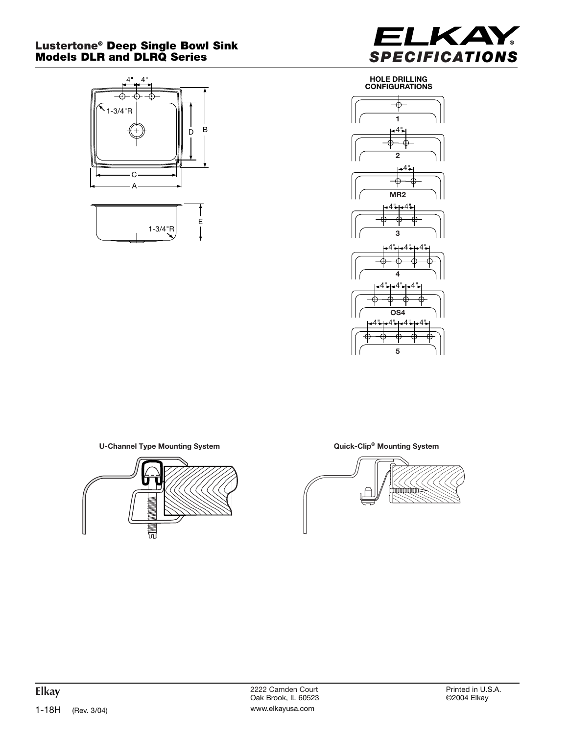# Lustertone® Deep Single Bowl Sink Models DLR and DLRQ Series

**ELKAY® SPECIFICATIONS**

4" 4"

1-3/4"R

D B

C

A

E

1-3/4"R

**HOLE DRILLING CONFIGURATIONS**

1

4"

2

4"

MR2

4" 4"

3

4" 4" 4"

4

4" 4" 4"

OS4

4" 4" 4" 4"

5

**U-Channel Type Mounting System**

**Quick-Clip® Mounting System**

**Elkay**

1-18H (Rev. 3/04)

2222 Camden Court
Oak Brook, IL 60523
www.elkayusa.com

Printed in U.S.A.
©2004 Elkay